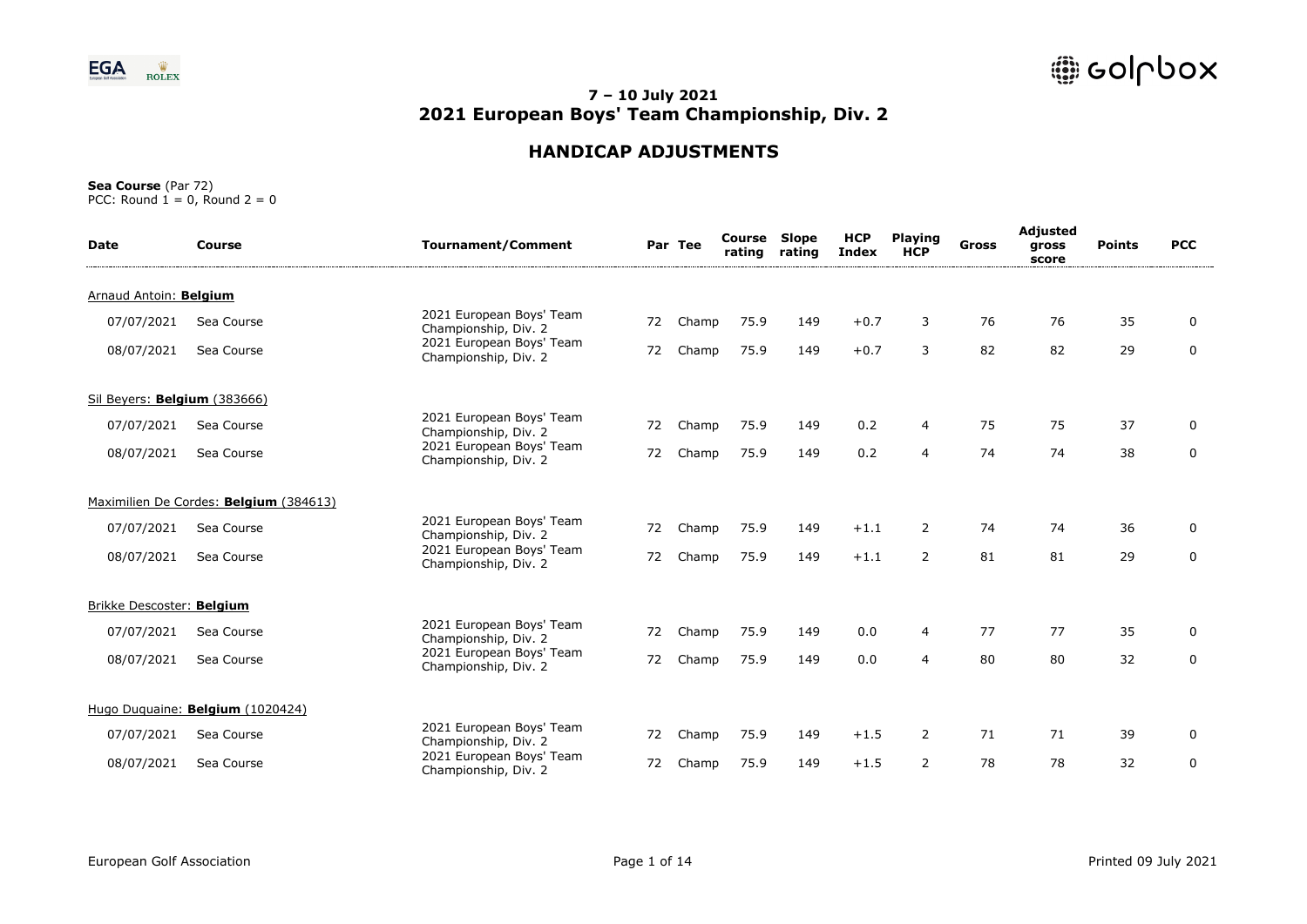## 7 – 10 July 2021
## 2021 European Boys' Team Championship, Div. 2

# HANDICAP ADJUSTMENTS

**Sea Course** (Par 72)
PCC: Round 1 = 0, Round 2 = 0

| Date | Course | Tournament/Comment | Par | Tee | Course rating | Slope rating | HCP Index | Playing HCP | Gross | Adjusted gross score | Points | PCC |
|---|---|---|---|---|---|---|---|---|---|---|---|---|
| Arnaud Antoin: **Belgium** | | | | | | | | | | | | |
| 07/07/2021 | Sea Course | 2021 European Boys' Team Championship, Div. 2 | 72 | Champ | 75.9 | 149 | +0.7 | 3 | 76 | 76 | 35 | 0 |
| 08/07/2021 | Sea Course | 2021 European Boys' Team Championship, Div. 2 | 72 | Champ | 75.9 | 149 | +0.7 | 3 | 82 | 82 | 29 | 0 |
| Sil Beyers: **Belgium** (383666) | | | | | | | | | | | | |
| 07/07/2021 | Sea Course | 2021 European Boys' Team Championship, Div. 2 | 72 | Champ | 75.9 | 149 | 0.2 | 4 | 75 | 75 | 37 | 0 |
| 08/07/2021 | Sea Course | 2021 European Boys' Team Championship, Div. 2 | 72 | Champ | 75.9 | 149 | 0.2 | 4 | 74 | 74 | 38 | 0 |
| Maximilien De Cordes: **Belgium** (384613) | | | | | | | | | | | | |
| 07/07/2021 | Sea Course | 2021 European Boys' Team Championship, Div. 2 | 72 | Champ | 75.9 | 149 | +1.1 | 2 | 74 | 74 | 36 | 0 |
| 08/07/2021 | Sea Course | 2021 European Boys' Team Championship, Div. 2 | 72 | Champ | 75.9 | 149 | +1.1 | 2 | 81 | 81 | 29 | 0 |
| Brikke Descoster: **Belgium** | | | | | | | | | | | | |
| 07/07/2021 | Sea Course | 2021 European Boys' Team Championship, Div. 2 | 72 | Champ | 75.9 | 149 | 0.0 | 4 | 77 | 77 | 35 | 0 |
| 08/07/2021 | Sea Course | 2021 European Boys' Team Championship, Div. 2 | 72 | Champ | 75.9 | 149 | 0.0 | 4 | 80 | 80 | 32 | 0 |
| Hugo Duquaine: **Belgium** (1020424) | | | | | | | | | | | | |
| 07/07/2021 | Sea Course | 2021 European Boys' Team Championship, Div. 2 | 72 | Champ | 75.9 | 149 | +1.5 | 2 | 71 | 71 | 39 | 0 |
| 08/07/2021 | Sea Course | 2021 European Boys' Team Championship, Div. 2 | 72 | Champ | 75.9 | 149 | +1.5 | 2 | 78 | 78 | 32 | 0 |

European Golf Association

Printed 09 July 2021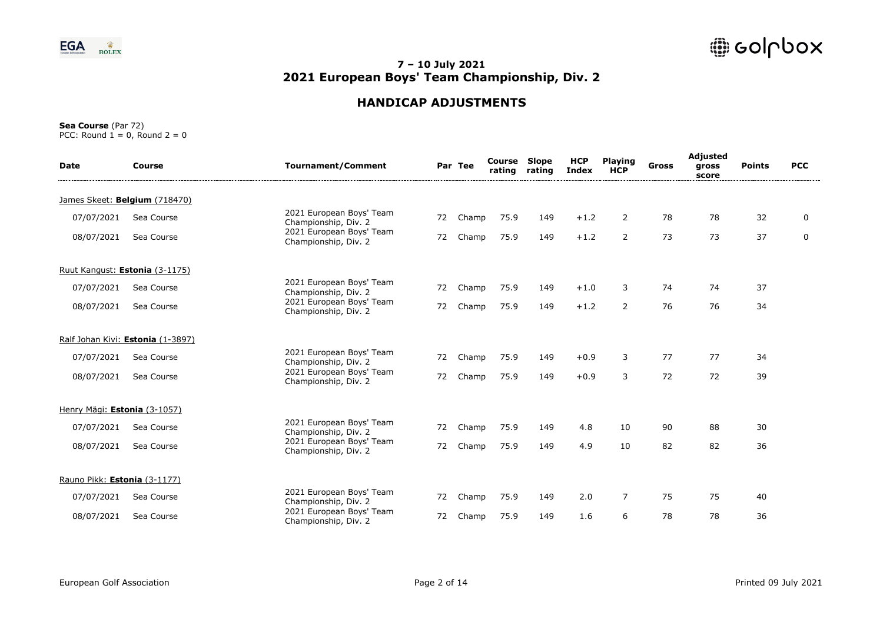# 7 – 10 July 2021
# 2021 European Boys' Team Championship, Div. 2

## HANDICAP ADJUSTMENTS

**Sea Course** (Par 72)
PCC: Round 1 = 0, Round 2 = 0

| Date | Course | Tournament/Comment | Par | Tee | Course rating | Slope rating | HCP Index | Playing HCP | Gross | Adjusted gross score | Points | PCC |
|---|---|---|---|---|---|---|---|---|---|---|---|---|
| James Skeet: **Belgium** (718470) | | | | | | | | | | | | |
| 07/07/2021 | Sea Course | 2021 European Boys' Team Championship, Div. 2 | 72 | Champ | 75.9 | 149 | +1.2 | 2 | 78 | 78 | 32 | 0 |
| 08/07/2021 | Sea Course | 2021 European Boys' Team Championship, Div. 2 | 72 | Champ | 75.9 | 149 | +1.2 | 2 | 73 | 73 | 37 | 0 |
| Ruut Kangust: **Estonia** (3-1175) | | | | | | | | | | | | |
| 07/07/2021 | Sea Course | 2021 European Boys' Team Championship, Div. 2 | 72 | Champ | 75.9 | 149 | +1.0 | 3 | 74 | 74 | 37 | |
| 08/07/2021 | Sea Course | 2021 European Boys' Team Championship, Div. 2 | 72 | Champ | 75.9 | 149 | +1.2 | 2 | 76 | 76 | 34 | |
| Ralf Johan Kivi: **Estonia** (1-3897) | | | | | | | | | | | | |
| 07/07/2021 | Sea Course | 2021 European Boys' Team Championship, Div. 2 | 72 | Champ | 75.9 | 149 | +0.9 | 3 | 77 | 77 | 34 | |
| 08/07/2021 | Sea Course | 2021 European Boys' Team Championship, Div. 2 | 72 | Champ | 75.9 | 149 | +0.9 | 3 | 72 | 72 | 39 | |
| Henry Mägi: **Estonia** (3-1057) | | | | | | | | | | | | |
| 07/07/2021 | Sea Course | 2021 European Boys' Team Championship, Div. 2 | 72 | Champ | 75.9 | 149 | 4.8 | 10 | 90 | 88 | 30 | |
| 08/07/2021 | Sea Course | 2021 European Boys' Team Championship, Div. 2 | 72 | Champ | 75.9 | 149 | 4.9 | 10 | 82 | 82 | 36 | |
| Rauno Pikk: **Estonia** (3-1177) | | | | | | | | | | | | |
| 07/07/2021 | Sea Course | 2021 European Boys' Team Championship, Div. 2 | 72 | Champ | 75.9 | 149 | 2.0 | 7 | 75 | 75 | 40 | |
| 08/07/2021 | Sea Course | 2021 European Boys' Team Championship, Div. 2 | 72 | Champ | 75.9 | 149 | 1.6 | 6 | 78 | 78 | 36 | |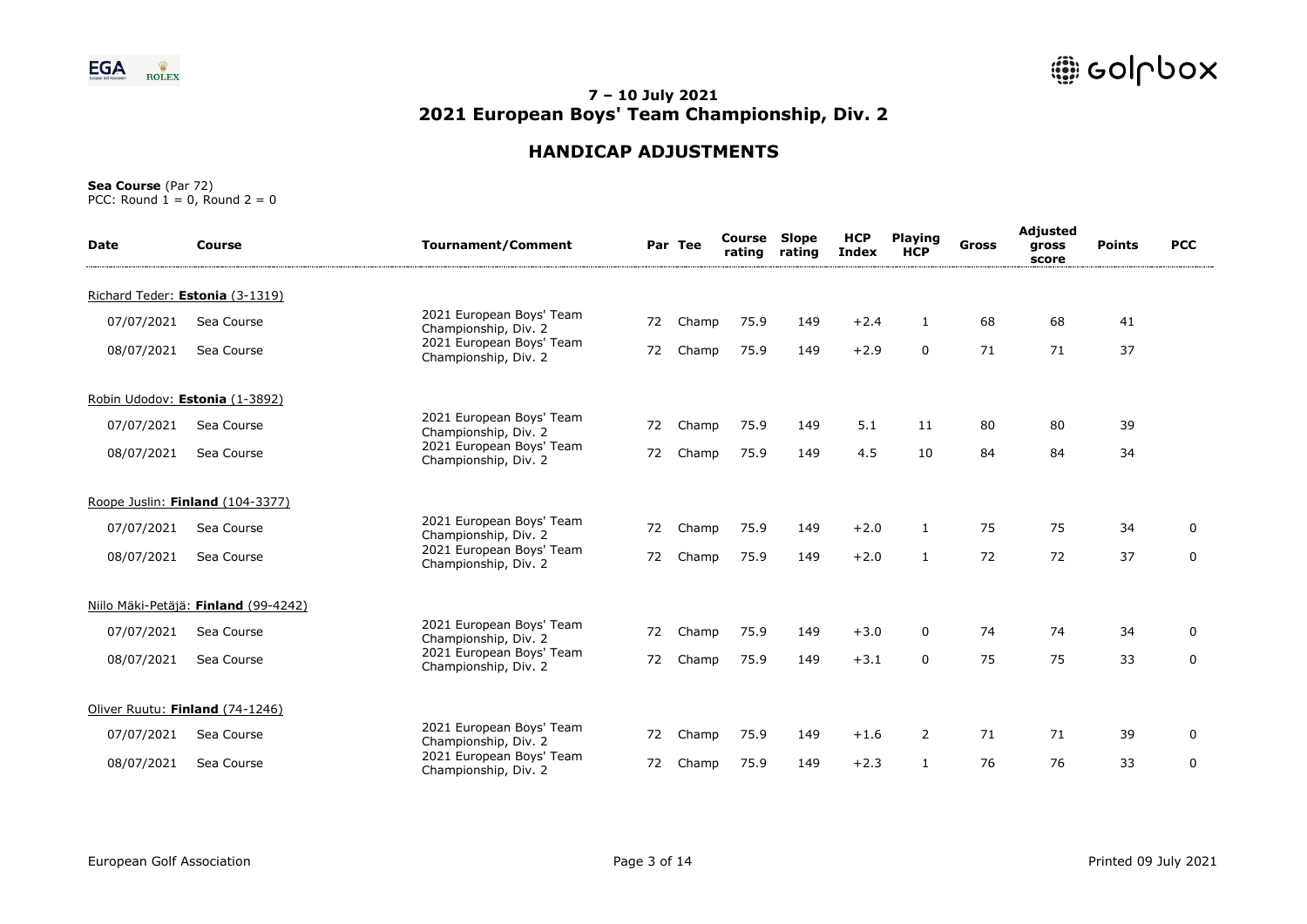# 7 – 10 July 2021
# 2021 European Boys' Team Championship, Div. 2

## HANDICAP ADJUSTMENTS

**Sea Course** (Par 72)
PCC: Round 1 = 0, Round 2 = 0

| Date | Course | Tournament/Comment | Par | Tee | Course rating | Slope rating | HCP Index | Playing HCP | Gross | Adjusted gross score | Points | PCC |
|---|---|---|---|---|---|---|---|---|---|---|---|---|
| Richard Teder: **Estonia** (3-1319) | | | | | | | | | | | | |
| 07/07/2021 | Sea Course | 2021 European Boys' Team Championship, Div. 2 | 72 | Champ | 75.9 | 149 | +2.4 | 1 | 68 | 68 | 41 | |
| 08/07/2021 | Sea Course | 2021 European Boys' Team Championship, Div. 2 | 72 | Champ | 75.9 | 149 | +2.9 | 0 | 71 | 71 | 37 | |
| Robin Udodov: **Estonia** (1-3892) | | | | | | | | | | | | |
| 07/07/2021 | Sea Course | 2021 European Boys' Team Championship, Div. 2 | 72 | Champ | 75.9 | 149 | 5.1 | 11 | 80 | 80 | 39 | |
| 08/07/2021 | Sea Course | 2021 European Boys' Team Championship, Div. 2 | 72 | Champ | 75.9 | 149 | 4.5 | 10 | 84 | 84 | 34 | |
| Roope Juslin: **Finland** (104-3377) | | | | | | | | | | | | |
| 07/07/2021 | Sea Course | 2021 European Boys' Team Championship, Div. 2 | 72 | Champ | 75.9 | 149 | +2.0 | 1 | 75 | 75 | 34 | 0 |
| 08/07/2021 | Sea Course | 2021 European Boys' Team Championship, Div. 2 | 72 | Champ | 75.9 | 149 | +2.0 | 1 | 72 | 72 | 37 | 0 |
| Niilo Mäki-Petäjä: **Finland** (99-4242) | | | | | | | | | | | | |
| 07/07/2021 | Sea Course | 2021 European Boys' Team Championship, Div. 2 | 72 | Champ | 75.9 | 149 | +3.0 | 0 | 74 | 74 | 34 | 0 |
| 08/07/2021 | Sea Course | 2021 European Boys' Team Championship, Div. 2 | 72 | Champ | 75.9 | 149 | +3.1 | 0 | 75 | 75 | 33 | 0 |
| Oliver Ruutu: **Finland** (74-1246) | | | | | | | | | | | | |
| 07/07/2021 | Sea Course | 2021 European Boys' Team Championship, Div. 2 | 72 | Champ | 75.9 | 149 | +1.6 | 2 | 71 | 71 | 39 | 0 |
| 08/07/2021 | Sea Course | 2021 European Boys' Team Championship, Div. 2 | 72 | Champ | 75.9 | 149 | +2.3 | 1 | 76 | 76 | 33 | 0 |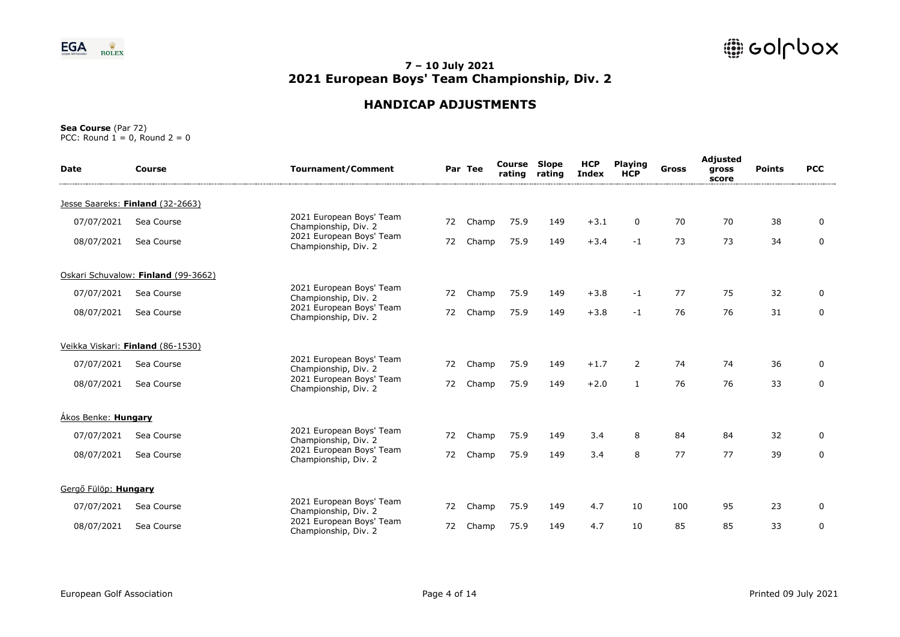# 7 – 10 July 2021
# 2021 European Boys' Team Championship, Div. 2

## HANDICAP ADJUSTMENTS

**Sea Course** (Par 72)
PCC: Round 1 = 0, Round 2 = 0

| Date | Course | Tournament/Comment | Par | Tee | Course rating | Slope rating | HCP Index | Playing HCP | Gross | Adjusted gross score | Points | PCC |
|---|---|---|---|---|---|---|---|---|---|---|---|---|
| Jesse Saareks: **Finland** (32-2663) | | | | | | | | | | | | |
| 07/07/2021 | Sea Course | 2021 European Boys' Team Championship, Div. 2 | 72 | Champ | 75.9 | 149 | +3.1 | 0 | 70 | 70 | 38 | 0 |
| 08/07/2021 | Sea Course | 2021 European Boys' Team Championship, Div. 2 | 72 | Champ | 75.9 | 149 | +3.4 | -1 | 73 | 73 | 34 | 0 |
| Oskari Schuvalow: **Finland** (99-3662) | | | | | | | | | | | | |
| 07/07/2021 | Sea Course | 2021 European Boys' Team Championship, Div. 2 | 72 | Champ | 75.9 | 149 | +3.8 | -1 | 77 | 75 | 32 | 0 |
| 08/07/2021 | Sea Course | 2021 European Boys' Team Championship, Div. 2 | 72 | Champ | 75.9 | 149 | +3.8 | -1 | 76 | 76 | 31 | 0 |
| Veikka Viskari: **Finland** (86-1530) | | | | | | | | | | | | |
| 07/07/2021 | Sea Course | 2021 European Boys' Team Championship, Div. 2 | 72 | Champ | 75.9 | 149 | +1.7 | 2 | 74 | 74 | 36 | 0 |
| 08/07/2021 | Sea Course | 2021 European Boys' Team Championship, Div. 2 | 72 | Champ | 75.9 | 149 | +2.0 | 1 | 76 | 76 | 33 | 0 |
| Ákos Benke: **Hungary** | | | | | | | | | | | | |
| 07/07/2021 | Sea Course | 2021 European Boys' Team Championship, Div. 2 | 72 | Champ | 75.9 | 149 | 3.4 | 8 | 84 | 84 | 32 | 0 |
| 08/07/2021 | Sea Course | 2021 European Boys' Team Championship, Div. 2 | 72 | Champ | 75.9 | 149 | 3.4 | 8 | 77 | 77 | 39 | 0 |
| Gergő Fülöp: **Hungary** | | | | | | | | | | | | |
| 07/07/2021 | Sea Course | 2021 European Boys' Team Championship, Div. 2 | 72 | Champ | 75.9 | 149 | 4.7 | 10 | 100 | 95 | 23 | 0 |
| 08/07/2021 | Sea Course | 2021 European Boys' Team Championship, Div. 2 | 72 | Champ | 75.9 | 149 | 4.7 | 10 | 85 | 85 | 33 | 0 |

European Golf Association

Printed 09 July 2021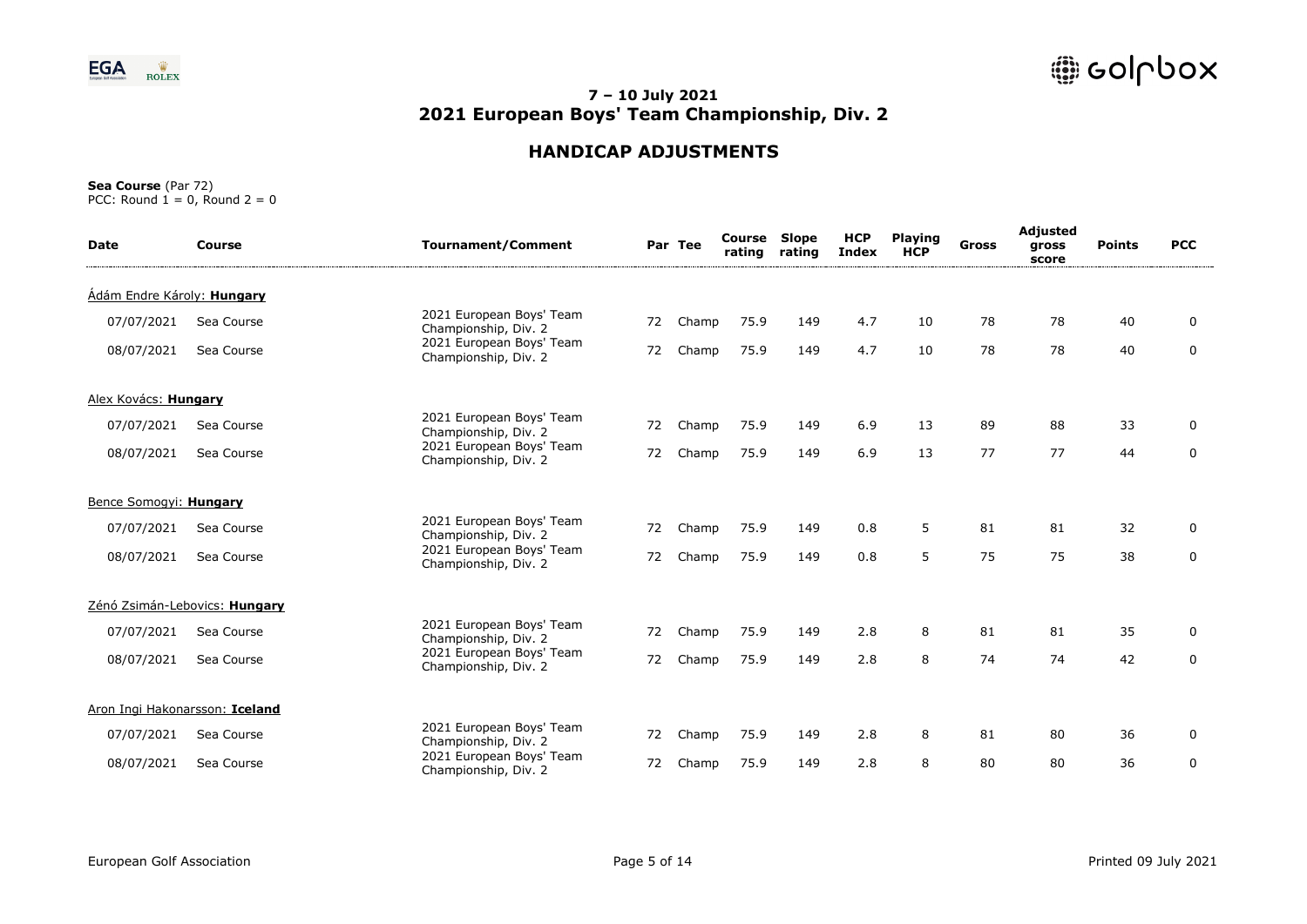# 7 – 10 July 2021
# 2021 European Boys' Team Championship, Div. 2

## HANDICAP ADJUSTMENTS

**Sea Course** (Par 72)
PCC: Round 1 = 0, Round 2 = 0

| Date | Course | Tournament/Comment | Par | Tee | Course rating | Slope rating | HCP Index | Playing HCP | Gross | Adjusted gross score | Points | PCC |
|---|---|---|---|---|---|---|---|---|---|---|---|---|
| Ádám Endre Károly: **Hungary** | | | | | | | | | | | | |
| 07/07/2021 | Sea Course | 2021 European Boys' Team Championship, Div. 2 | 72 | Champ | 75.9 | 149 | 4.7 | 10 | 78 | 78 | 40 | 0 |
| 08/07/2021 | Sea Course | 2021 European Boys' Team Championship, Div. 2 | 72 | Champ | 75.9 | 149 | 4.7 | 10 | 78 | 78 | 40 | 0 |
| Alex Kovács: **Hungary** | | | | | | | | | | | | |
| 07/07/2021 | Sea Course | 2021 European Boys' Team Championship, Div. 2 | 72 | Champ | 75.9 | 149 | 6.9 | 13 | 89 | 88 | 33 | 0 |
| 08/07/2021 | Sea Course | 2021 European Boys' Team Championship, Div. 2 | 72 | Champ | 75.9 | 149 | 6.9 | 13 | 77 | 77 | 44 | 0 |
| Bence Somogyi: **Hungary** | | | | | | | | | | | | |
| 07/07/2021 | Sea Course | 2021 European Boys' Team Championship, Div. 2 | 72 | Champ | 75.9 | 149 | 0.8 | 5 | 81 | 81 | 32 | 0 |
| 08/07/2021 | Sea Course | 2021 European Boys' Team Championship, Div. 2 | 72 | Champ | 75.9 | 149 | 0.8 | 5 | 75 | 75 | 38 | 0 |
| Zénó Zsimán-Lebovics: **Hungary** | | | | | | | | | | | | |
| 07/07/2021 | Sea Course | 2021 European Boys' Team Championship, Div. 2 | 72 | Champ | 75.9 | 149 | 2.8 | 8 | 81 | 81 | 35 | 0 |
| 08/07/2021 | Sea Course | 2021 European Boys' Team Championship, Div. 2 | 72 | Champ | 75.9 | 149 | 2.8 | 8 | 74 | 74 | 42 | 0 |
| Aron Ingi Hakonarsson: **Iceland** | | | | | | | | | | | | |
| 07/07/2021 | Sea Course | 2021 European Boys' Team Championship, Div. 2 | 72 | Champ | 75.9 | 149 | 2.8 | 8 | 81 | 80 | 36 | 0 |
| 08/07/2021 | Sea Course | 2021 European Boys' Team Championship, Div. 2 | 72 | Champ | 75.9 | 149 | 2.8 | 8 | 80 | 80 | 36 | 0 |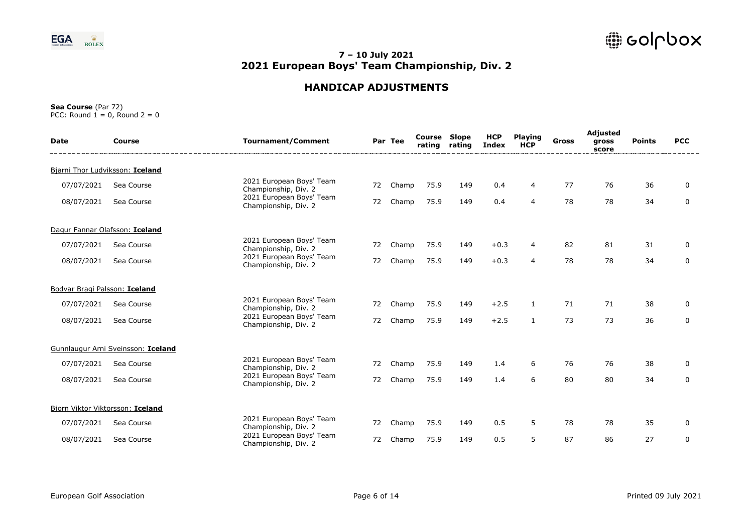# 7 – 10 July 2021
# 2021 European Boys' Team Championship, Div. 2

## HANDICAP ADJUSTMENTS

**Sea Course** (Par 72)
PCC: Round 1 = 0, Round 2 = 0

| Date | Course | Tournament/Comment | Par | Tee | Course rating | Slope rating | HCP Index | Playing HCP | Gross | Adjusted gross score | Points | PCC |
|---|---|---|---|---|---|---|---|---|---|---|---|---|
| **Bjarni Thor Ludviksson: Iceland** | | | | | | | | | | | | |
| 07/07/2021 | Sea Course | 2021 European Boys' Team Championship, Div. 2 | 72 | Champ | 75.9 | 149 | 0.4 | 4 | 77 | 76 | 36 | 0 |
| 08/07/2021 | Sea Course | 2021 European Boys' Team Championship, Div. 2 | 72 | Champ | 75.9 | 149 | 0.4 | 4 | 78 | 78 | 34 | 0 |
| **Dagur Fannar Olafsson: Iceland** | | | | | | | | | | | | |
| 07/07/2021 | Sea Course | 2021 European Boys' Team Championship, Div. 2 | 72 | Champ | 75.9 | 149 | +0.3 | 4 | 82 | 81 | 31 | 0 |
| 08/07/2021 | Sea Course | 2021 European Boys' Team Championship, Div. 2 | 72 | Champ | 75.9 | 149 | +0.3 | 4 | 78 | 78 | 34 | 0 |
| **Bodvar Bragi Palsson: Iceland** | | | | | | | | | | | | |
| 07/07/2021 | Sea Course | 2021 European Boys' Team Championship, Div. 2 | 72 | Champ | 75.9 | 149 | +2.5 | 1 | 71 | 71 | 38 | 0 |
| 08/07/2021 | Sea Course | 2021 European Boys' Team Championship, Div. 2 | 72 | Champ | 75.9 | 149 | +2.5 | 1 | 73 | 73 | 36 | 0 |
| **Gunnlaugur Arni Sveinsson: Iceland** | | | | | | | | | | | | |
| 07/07/2021 | Sea Course | 2021 European Boys' Team Championship, Div. 2 | 72 | Champ | 75.9 | 149 | 1.4 | 6 | 76 | 76 | 38 | 0 |
| 08/07/2021 | Sea Course | 2021 European Boys' Team Championship, Div. 2 | 72 | Champ | 75.9 | 149 | 1.4 | 6 | 80 | 80 | 34 | 0 |
| **Bjorn Viktor Viktorsson: Iceland** | | | | | | | | | | | | |
| 07/07/2021 | Sea Course | 2021 European Boys' Team Championship, Div. 2 | 72 | Champ | 75.9 | 149 | 0.5 | 5 | 78 | 78 | 35 | 0 |
| 08/07/2021 | Sea Course | 2021 European Boys' Team Championship, Div. 2 | 72 | Champ | 75.9 | 149 | 0.5 | 5 | 87 | 86 | 27 | 0 |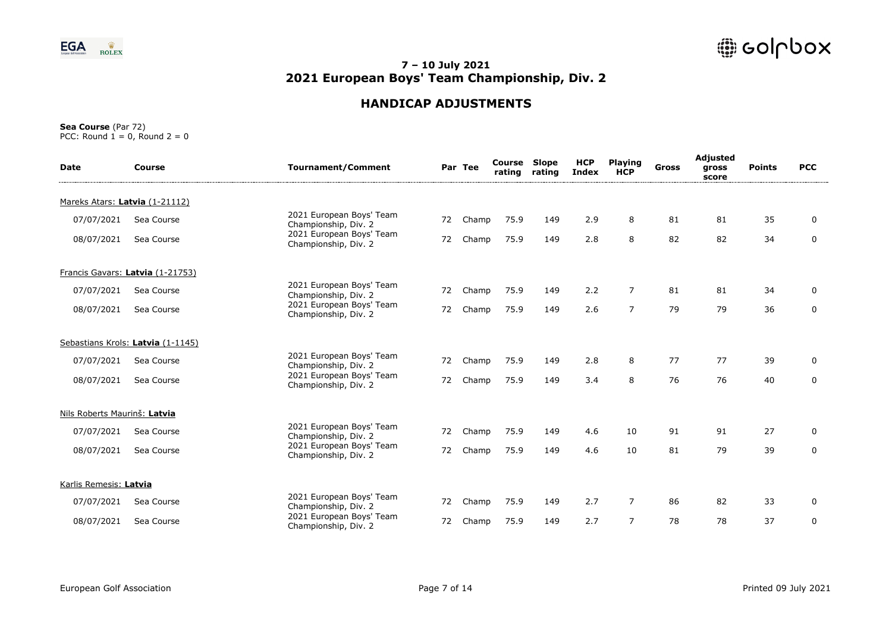# 7 – 10 July 2021
# 2021 European Boys' Team Championship, Div. 2

## HANDICAP ADJUSTMENTS

**Sea Course** (Par 72)
PCC: Round 1 = 0, Round 2 = 0

| Date | Course | Tournament/Comment | Par | Tee | Course rating | Slope rating | HCP Index | Playing HCP | Gross | Adjusted gross score | Points | PCC |
|---|---|---|---|---|---|---|---|---|---|---|---|---|
| Mareks Atars: **Latvia** (1-21112) | | | | | | | | | | | | |
| 07/07/2021 | Sea Course | 2021 European Boys' Team Championship, Div. 2 | 72 | Champ | 75.9 | 149 | 2.9 | 8 | 81 | 81 | 35 | 0 |
| 08/07/2021 | Sea Course | 2021 European Boys' Team Championship, Div. 2 | 72 | Champ | 75.9 | 149 | 2.8 | 8 | 82 | 82 | 34 | 0 |
| Francis Gavars: **Latvia** (1-21753) | | | | | | | | | | | | |
| 07/07/2021 | Sea Course | 2021 European Boys' Team Championship, Div. 2 | 72 | Champ | 75.9 | 149 | 2.2 | 7 | 81 | 81 | 34 | 0 |
| 08/07/2021 | Sea Course | 2021 European Boys' Team Championship, Div. 2 | 72 | Champ | 75.9 | 149 | 2.6 | 7 | 79 | 79 | 36 | 0 |
| Sebastians Krols: **Latvia** (1-1145) | | | | | | | | | | | | |
| 07/07/2021 | Sea Course | 2021 European Boys' Team Championship, Div. 2 | 72 | Champ | 75.9 | 149 | 2.8 | 8 | 77 | 77 | 39 | 0 |
| 08/07/2021 | Sea Course | 2021 European Boys' Team Championship, Div. 2 | 72 | Champ | 75.9 | 149 | 3.4 | 8 | 76 | 76 | 40 | 0 |
| Nils Roberts Maurinš: **Latvia** | | | | | | | | | | | | |
| 07/07/2021 | Sea Course | 2021 European Boys' Team Championship, Div. 2 | 72 | Champ | 75.9 | 149 | 4.6 | 10 | 91 | 91 | 27 | 0 |
| 08/07/2021 | Sea Course | 2021 European Boys' Team Championship, Div. 2 | 72 | Champ | 75.9 | 149 | 4.6 | 10 | 81 | 79 | 39 | 0 |
| Karlis Remesis: **Latvia** | | | | | | | | | | | | |
| 07/07/2021 | Sea Course | 2021 European Boys' Team Championship, Div. 2 | 72 | Champ | 75.9 | 149 | 2.7 | 7 | 86 | 82 | 33 | 0 |
| 08/07/2021 | Sea Course | 2021 European Boys' Team Championship, Div. 2 | 72 | Champ | 75.9 | 149 | 2.7 | 7 | 78 | 78 | 37 | 0 |

European Golf Association — Printed 09 July 2021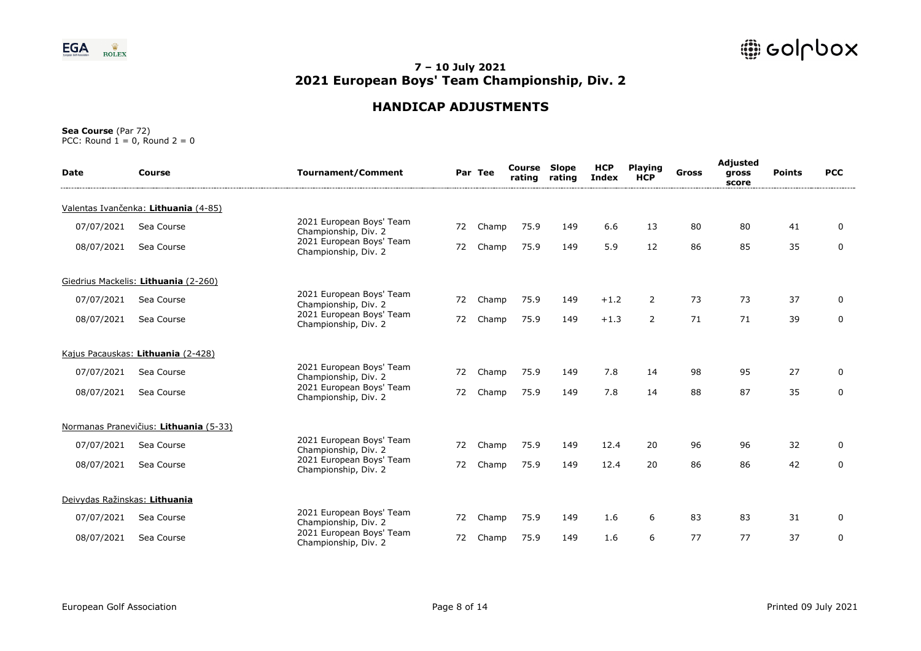# 7 – 10 July 2021
# 2021 European Boys' Team Championship, Div. 2

## HANDICAP ADJUSTMENTS

**Sea Course** (Par 72)
PCC: Round 1 = 0, Round 2 = 0

| Date | Course | Tournament/Comment | Par | Tee | Course rating | Slope rating | HCP Index | Playing HCP | Gross | Adjusted gross score | Points | PCC |
|---|---|---|---|---|---|---|---|---|---|---|---|---|
| Valentas Ivančenka: **Lithuania** (4-85) | | | | | | | | | | | | |
| 07/07/2021 | Sea Course | 2021 European Boys' Team Championship, Div. 2 | 72 | Champ | 75.9 | 149 | 6.6 | 13 | 80 | 80 | 41 | 0 |
| 08/07/2021 | Sea Course | 2021 European Boys' Team Championship, Div. 2 | 72 | Champ | 75.9 | 149 | 5.9 | 12 | 86 | 85 | 35 | 0 |
| Giedrius Mackelis: **Lithuania** (2-260) | | | | | | | | | | | | |
| 07/07/2021 | Sea Course | 2021 European Boys' Team Championship, Div. 2 | 72 | Champ | 75.9 | 149 | +1.2 | 2 | 73 | 73 | 37 | 0 |
| 08/07/2021 | Sea Course | 2021 European Boys' Team Championship, Div. 2 | 72 | Champ | 75.9 | 149 | +1.3 | 2 | 71 | 71 | 39 | 0 |
| Kajus Pacauskas: **Lithuania** (2-428) | | | | | | | | | | | | |
| 07/07/2021 | Sea Course | 2021 European Boys' Team Championship, Div. 2 | 72 | Champ | 75.9 | 149 | 7.8 | 14 | 98 | 95 | 27 | 0 |
| 08/07/2021 | Sea Course | 2021 European Boys' Team Championship, Div. 2 | 72 | Champ | 75.9 | 149 | 7.8 | 14 | 88 | 87 | 35 | 0 |
| Normanas Pranevičius: **Lithuania** (5-33) | | | | | | | | | | | | |
| 07/07/2021 | Sea Course | 2021 European Boys' Team Championship, Div. 2 | 72 | Champ | 75.9 | 149 | 12.4 | 20 | 96 | 96 | 32 | 0 |
| 08/07/2021 | Sea Course | 2021 European Boys' Team Championship, Div. 2 | 72 | Champ | 75.9 | 149 | 12.4 | 20 | 86 | 86 | 42 | 0 |
| Deivydas Ražinskas: **Lithuania** | | | | | | | | | | | | |
| 07/07/2021 | Sea Course | 2021 European Boys' Team Championship, Div. 2 | 72 | Champ | 75.9 | 149 | 1.6 | 6 | 83 | 83 | 31 | 0 |
| 08/07/2021 | Sea Course | 2021 European Boys' Team Championship, Div. 2 | 72 | Champ | 75.9 | 149 | 1.6 | 6 | 77 | 77 | 37 | 0 |

European Golf Association

Printed 09 July 2021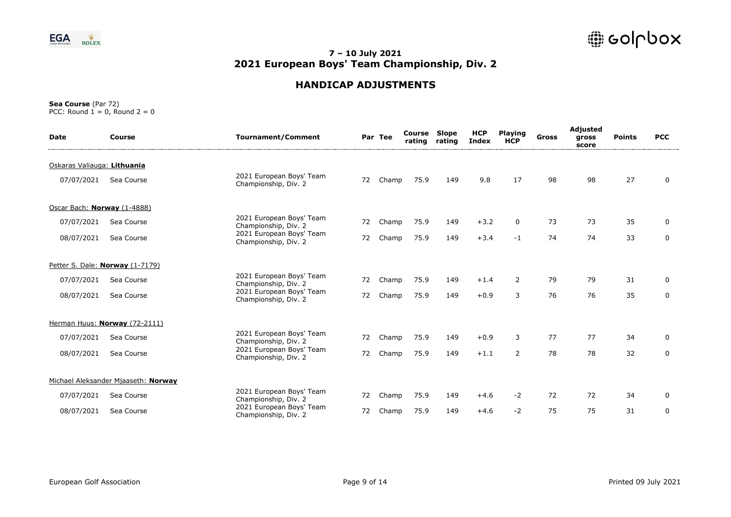# 7 – 10 July 2021
# 2021 European Boys' Team Championship, Div. 2

## HANDICAP ADJUSTMENTS

**Sea Course** (Par 72)
PCC: Round 1 = 0, Round 2 = 0

| Date | Course | Tournament/Comment | Par | Tee | Course rating | Slope rating | HCP Index | Playing HCP | Gross | Adjusted gross score | Points | PCC |
|---|---|---|---|---|---|---|---|---|---|---|---|---|
| Oskaras Valiauga: **Lithuania** | | | | | | | | | | | | |
| 07/07/2021 | Sea Course | 2021 European Boys' Team Championship, Div. 2 | 72 | Champ | 75.9 | 149 | 9.8 | 17 | 98 | 98 | 27 | 0 |
| Oscar Bach: **Norway** (1-4888) | | | | | | | | | | | | |
| 07/07/2021 | Sea Course | 2021 European Boys' Team Championship, Div. 2 | 72 | Champ | 75.9 | 149 | +3.2 | 0 | 73 | 73 | 35 | 0 |
| 08/07/2021 | Sea Course | 2021 European Boys' Team Championship, Div. 2 | 72 | Champ | 75.9 | 149 | +3.4 | -1 | 74 | 74 | 33 | 0 |
| Petter S. Dale: **Norway** (1-7179) | | | | | | | | | | | | |
| 07/07/2021 | Sea Course | 2021 European Boys' Team Championship, Div. 2 | 72 | Champ | 75.9 | 149 | +1.4 | 2 | 79 | 79 | 31 | 0 |
| 08/07/2021 | Sea Course | 2021 European Boys' Team Championship, Div. 2 | 72 | Champ | 75.9 | 149 | +0.9 | 3 | 76 | 76 | 35 | 0 |
| Herman Huus: **Norway** (72-2111) | | | | | | | | | | | | |
| 07/07/2021 | Sea Course | 2021 European Boys' Team Championship, Div. 2 | 72 | Champ | 75.9 | 149 | +0.9 | 3 | 77 | 77 | 34 | 0 |
| 08/07/2021 | Sea Course | 2021 European Boys' Team Championship, Div. 2 | 72 | Champ | 75.9 | 149 | +1.1 | 2 | 78 | 78 | 32 | 0 |
| Michael Aleksander Mjaaseth: **Norway** | | | | | | | | | | | | |
| 07/07/2021 | Sea Course | 2021 European Boys' Team Championship, Div. 2 | 72 | Champ | 75.9 | 149 | +4.6 | -2 | 72 | 72 | 34 | 0 |
| 08/07/2021 | Sea Course | 2021 European Boys' Team Championship, Div. 2 | 72 | Champ | 75.9 | 149 | +4.6 | -2 | 75 | 75 | 31 | 0 |

Printed 09 July 2021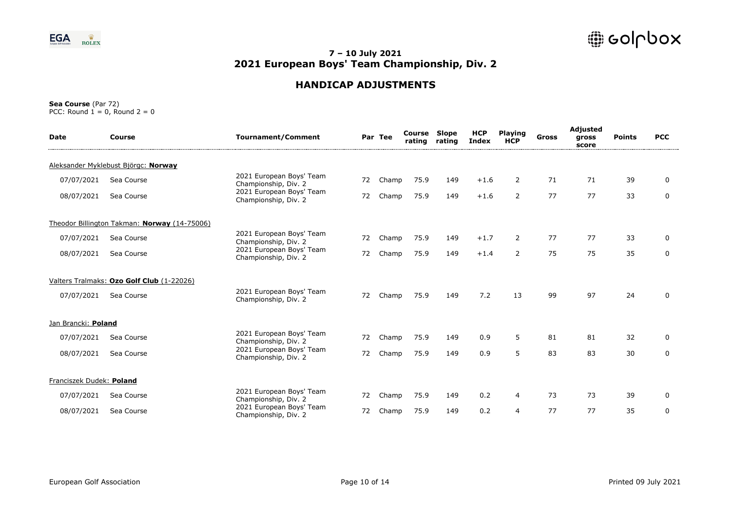# 7 – 10 July 2021
# 2021 European Boys' Team Championship, Div. 2

## HANDICAP ADJUSTMENTS

**Sea Course** (Par 72)
PCC: Round 1 = 0, Round 2 = 0

| Date | Course | Tournament/Comment | Par | Tee | Course rating | Slope rating | HCP Index | Playing HCP | Gross | Adjusted gross score | Points | PCC |
|---|---|---|---|---|---|---|---|---|---|---|---|---|
| Aleksander Myklebust Björgc: **Norway** | | | | | | | | | | | | |
| 07/07/2021 | Sea Course | 2021 European Boys' Team Championship, Div. 2 | 72 | Champ | 75.9 | 149 | +1.6 | 2 | 71 | 71 | 39 | 0 |
| 08/07/2021 | Sea Course | 2021 European Boys' Team Championship, Div. 2 | 72 | Champ | 75.9 | 149 | +1.6 | 2 | 77 | 77 | 33 | 0 |
| Theodor Billington Takman: **Norway** (14-75006) | | | | | | | | | | | | |
| 07/07/2021 | Sea Course | 2021 European Boys' Team Championship, Div. 2 | 72 | Champ | 75.9 | 149 | +1.7 | 2 | 77 | 77 | 33 | 0 |
| 08/07/2021 | Sea Course | 2021 European Boys' Team Championship, Div. 2 | 72 | Champ | 75.9 | 149 | +1.4 | 2 | 75 | 75 | 35 | 0 |
| Valters Tralmaks: **Ozo Golf Club** (1-22026) | | | | | | | | | | | | |
| 07/07/2021 | Sea Course | 2021 European Boys' Team Championship, Div. 2 | 72 | Champ | 75.9 | 149 | 7.2 | 13 | 99 | 97 | 24 | 0 |
| Jan Brancki: **Poland** | | | | | | | | | | | | |
| 07/07/2021 | Sea Course | 2021 European Boys' Team Championship, Div. 2 | 72 | Champ | 75.9 | 149 | 0.9 | 5 | 81 | 81 | 32 | 0 |
| 08/07/2021 | Sea Course | 2021 European Boys' Team Championship, Div. 2 | 72 | Champ | 75.9 | 149 | 0.9 | 5 | 83 | 83 | 30 | 0 |
| Franciszek Dudek: **Poland** | | | | | | | | | | | | |
| 07/07/2021 | Sea Course | 2021 European Boys' Team Championship, Div. 2 | 72 | Champ | 75.9 | 149 | 0.2 | 4 | 73 | 73 | 39 | 0 |
| 08/07/2021 | Sea Course | 2021 European Boys' Team Championship, Div. 2 | 72 | Champ | 75.9 | 149 | 0.2 | 4 | 77 | 77 | 35 | 0 |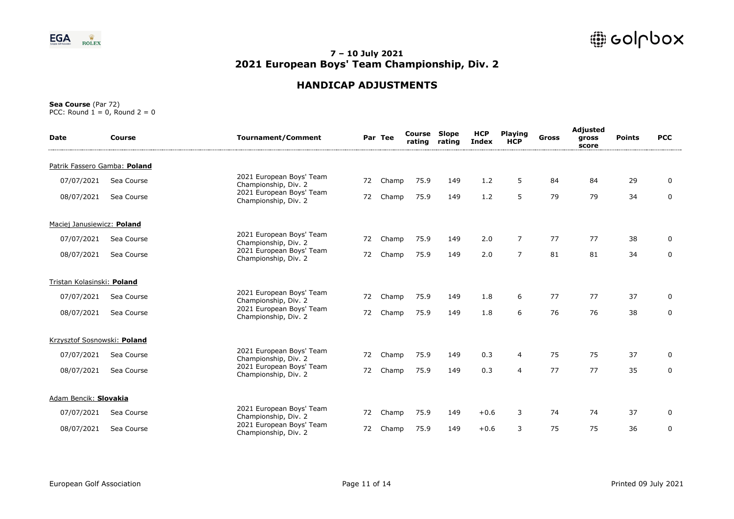# 7 – 10 July 2021
# 2021 European Boys' Team Championship, Div. 2

## HANDICAP ADJUSTMENTS

**Sea Course** (Par 72)
PCC: Round 1 = 0, Round 2 = 0

| Date | Course | Tournament/Comment | Par | Tee | Course rating | Slope rating | HCP Index | Playing HCP | Gross | Adjusted gross score | Points | PCC |
|---|---|---|---|---|---|---|---|---|---|---|---|---|
| Patrik Fassero Gamba: **Poland** | | | | | | | | | | | | |
| 07/07/2021 | Sea Course | 2021 European Boys' Team Championship, Div. 2 | 72 | Champ | 75.9 | 149 | 1.2 | 5 | 84 | 84 | 29 | 0 |
| 08/07/2021 | Sea Course | 2021 European Boys' Team Championship, Div. 2 | 72 | Champ | 75.9 | 149 | 1.2 | 5 | 79 | 79 | 34 | 0 |
| Maciej Janusiewicz: **Poland** | | | | | | | | | | | | |
| 07/07/2021 | Sea Course | 2021 European Boys' Team Championship, Div. 2 | 72 | Champ | 75.9 | 149 | 2.0 | 7 | 77 | 77 | 38 | 0 |
| 08/07/2021 | Sea Course | 2021 European Boys' Team Championship, Div. 2 | 72 | Champ | 75.9 | 149 | 2.0 | 7 | 81 | 81 | 34 | 0 |
| Tristan Kolasinski: **Poland** | | | | | | | | | | | | |
| 07/07/2021 | Sea Course | 2021 European Boys' Team Championship, Div. 2 | 72 | Champ | 75.9 | 149 | 1.8 | 6 | 77 | 77 | 37 | 0 |
| 08/07/2021 | Sea Course | 2021 European Boys' Team Championship, Div. 2 | 72 | Champ | 75.9 | 149 | 1.8 | 6 | 76 | 76 | 38 | 0 |
| Krzysztof Sosnowski: **Poland** | | | | | | | | | | | | |
| 07/07/2021 | Sea Course | 2021 European Boys' Team Championship, Div. 2 | 72 | Champ | 75.9 | 149 | 0.3 | 4 | 75 | 75 | 37 | 0 |
| 08/07/2021 | Sea Course | 2021 European Boys' Team Championship, Div. 2 | 72 | Champ | 75.9 | 149 | 0.3 | 4 | 77 | 77 | 35 | 0 |
| Adam Bencik: **Slovakia** | | | | | | | | | | | | |
| 07/07/2021 | Sea Course | 2021 European Boys' Team Championship, Div. 2 | 72 | Champ | 75.9 | 149 | +0.6 | 3 | 74 | 74 | 37 | 0 |
| 08/07/2021 | Sea Course | 2021 European Boys' Team Championship, Div. 2 | 72 | Champ | 75.9 | 149 | +0.6 | 3 | 75 | 75 | 36 | 0 |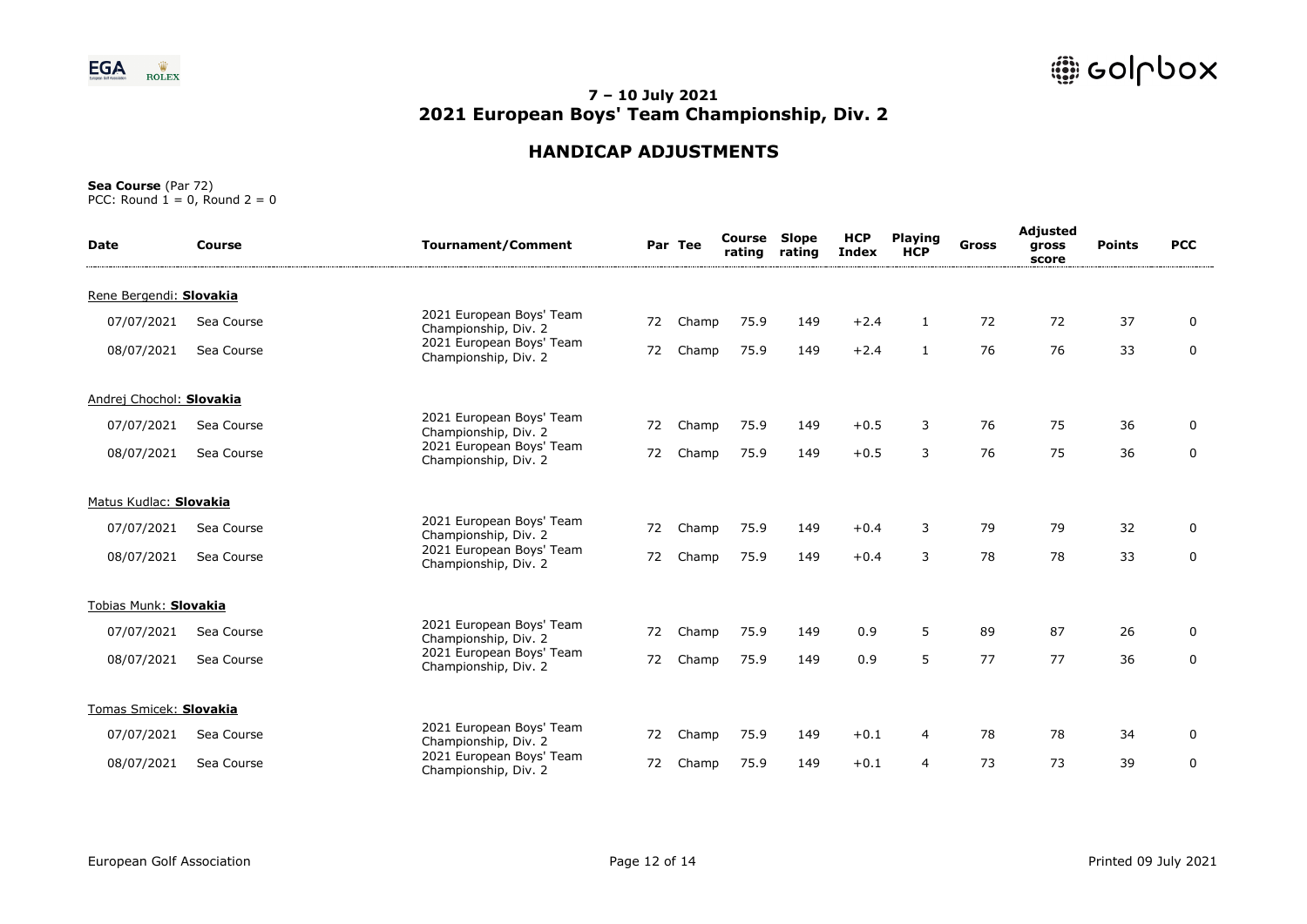# 7 – 10 July 2021
# 2021 European Boys' Team Championship, Div. 2

## HANDICAP ADJUSTMENTS

**Sea Course** (Par 72)
PCC: Round 1 = 0, Round 2 = 0

| Date | Course | Tournament/Comment | Par | Tee | Course rating | Slope rating | HCP Index | Playing HCP | Gross | Adjusted gross score | Points | PCC |
|---|---|---|---|---|---|---|---|---|---|---|---|---|
| Rene Bergendi: **Slovakia** | | | | | | | | | | | | |
| 07/07/2021 | Sea Course | 2021 European Boys' Team Championship, Div. 2 | 72 | Champ | 75.9 | 149 | +2.4 | 1 | 72 | 72 | 37 | 0 |
| 08/07/2021 | Sea Course | 2021 European Boys' Team Championship, Div. 2 | 72 | Champ | 75.9 | 149 | +2.4 | 1 | 76 | 76 | 33 | 0 |
| Andrej Chochol: **Slovakia** | | | | | | | | | | | | |
| 07/07/2021 | Sea Course | 2021 European Boys' Team Championship, Div. 2 | 72 | Champ | 75.9 | 149 | +0.5 | 3 | 76 | 75 | 36 | 0 |
| 08/07/2021 | Sea Course | 2021 European Boys' Team Championship, Div. 2 | 72 | Champ | 75.9 | 149 | +0.5 | 3 | 76 | 75 | 36 | 0 |
| Matus Kudlac: **Slovakia** | | | | | | | | | | | | |
| 07/07/2021 | Sea Course | 2021 European Boys' Team Championship, Div. 2 | 72 | Champ | 75.9 | 149 | +0.4 | 3 | 79 | 79 | 32 | 0 |
| 08/07/2021 | Sea Course | 2021 European Boys' Team Championship, Div. 2 | 72 | Champ | 75.9 | 149 | +0.4 | 3 | 78 | 78 | 33 | 0 |
| Tobias Munk: **Slovakia** | | | | | | | | | | | | |
| 07/07/2021 | Sea Course | 2021 European Boys' Team Championship, Div. 2 | 72 | Champ | 75.9 | 149 | 0.9 | 5 | 89 | 87 | 26 | 0 |
| 08/07/2021 | Sea Course | 2021 European Boys' Team Championship, Div. 2 | 72 | Champ | 75.9 | 149 | 0.9 | 5 | 77 | 77 | 36 | 0 |
| Tomas Smicek: **Slovakia** | | | | | | | | | | | | |
| 07/07/2021 | Sea Course | 2021 European Boys' Team Championship, Div. 2 | 72 | Champ | 75.9 | 149 | +0.1 | 4 | 78 | 78 | 34 | 0 |
| 08/07/2021 | Sea Course | 2021 European Boys' Team Championship, Div. 2 | 72 | Champ | 75.9 | 149 | +0.1 | 4 | 73 | 73 | 39 | 0 |

European Golf Association

Printed 09 July 2021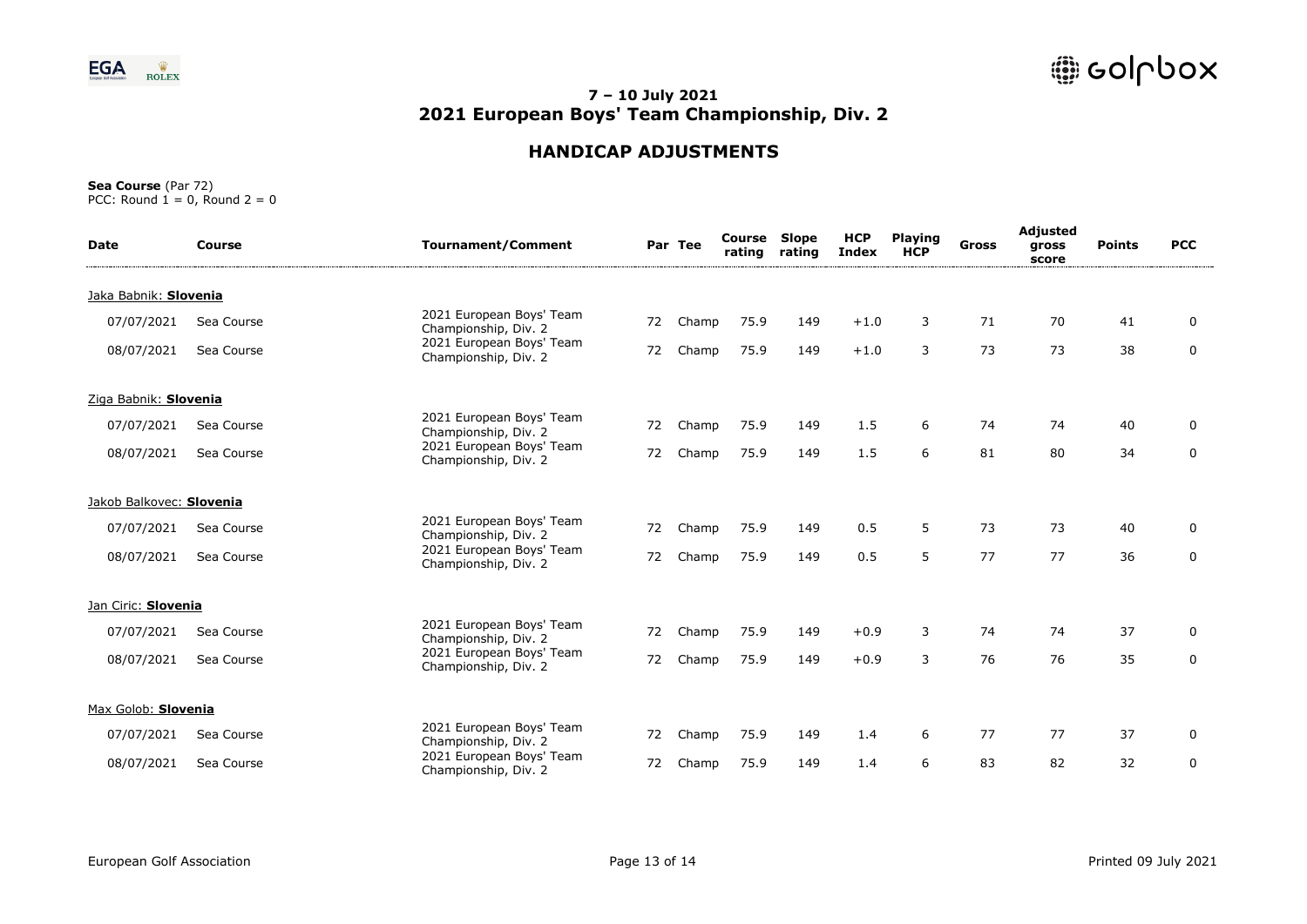## 7 – 10 July 2021
## 2021 European Boys' Team Championship, Div. 2

# HANDICAP ADJUSTMENTS

**Sea Course** (Par 72)
PCC: Round 1 = 0, Round 2 = 0

| Date | Course | Tournament/Comment | Par | Tee | Course rating | Slope rating | HCP Index | Playing HCP | Gross | Adjusted gross score | Points | PCC |
|---|---|---|---|---|---|---|---|---|---|---|---|---|
| Jaka Babnik: **Slovenia** | | | | | | | | | | | | |
| 07/07/2021 | Sea Course | 2021 European Boys' Team Championship, Div. 2 | 72 | Champ | 75.9 | 149 | +1.0 | 3 | 71 | 70 | 41 | 0 |
| 08/07/2021 | Sea Course | 2021 European Boys' Team Championship, Div. 2 | 72 | Champ | 75.9 | 149 | +1.0 | 3 | 73 | 73 | 38 | 0 |
| Ziga Babnik: **Slovenia** | | | | | | | | | | | | |
| 07/07/2021 | Sea Course | 2021 European Boys' Team Championship, Div. 2 | 72 | Champ | 75.9 | 149 | 1.5 | 6 | 74 | 74 | 40 | 0 |
| 08/07/2021 | Sea Course | 2021 European Boys' Team Championship, Div. 2 | 72 | Champ | 75.9 | 149 | 1.5 | 6 | 81 | 80 | 34 | 0 |
| Jakob Balkovec: **Slovenia** | | | | | | | | | | | | |
| 07/07/2021 | Sea Course | 2021 European Boys' Team Championship, Div. 2 | 72 | Champ | 75.9 | 149 | 0.5 | 5 | 73 | 73 | 40 | 0 |
| 08/07/2021 | Sea Course | 2021 European Boys' Team Championship, Div. 2 | 72 | Champ | 75.9 | 149 | 0.5 | 5 | 77 | 77 | 36 | 0 |
| Jan Ciric: **Slovenia** | | | | | | | | | | | | |
| 07/07/2021 | Sea Course | 2021 European Boys' Team Championship, Div. 2 | 72 | Champ | 75.9 | 149 | +0.9 | 3 | 74 | 74 | 37 | 0 |
| 08/07/2021 | Sea Course | 2021 European Boys' Team Championship, Div. 2 | 72 | Champ | 75.9 | 149 | +0.9 | 3 | 76 | 76 | 35 | 0 |
| Max Golob: **Slovenia** | | | | | | | | | | | | |
| 07/07/2021 | Sea Course | 2021 European Boys' Team Championship, Div. 2 | 72 | Champ | 75.9 | 149 | 1.4 | 6 | 77 | 77 | 37 | 0 |
| 08/07/2021 | Sea Course | 2021 European Boys' Team Championship, Div. 2 | 72 | Champ | 75.9 | 149 | 1.4 | 6 | 83 | 82 | 32 | 0 |

European Golf Association

Printed 09 July 2021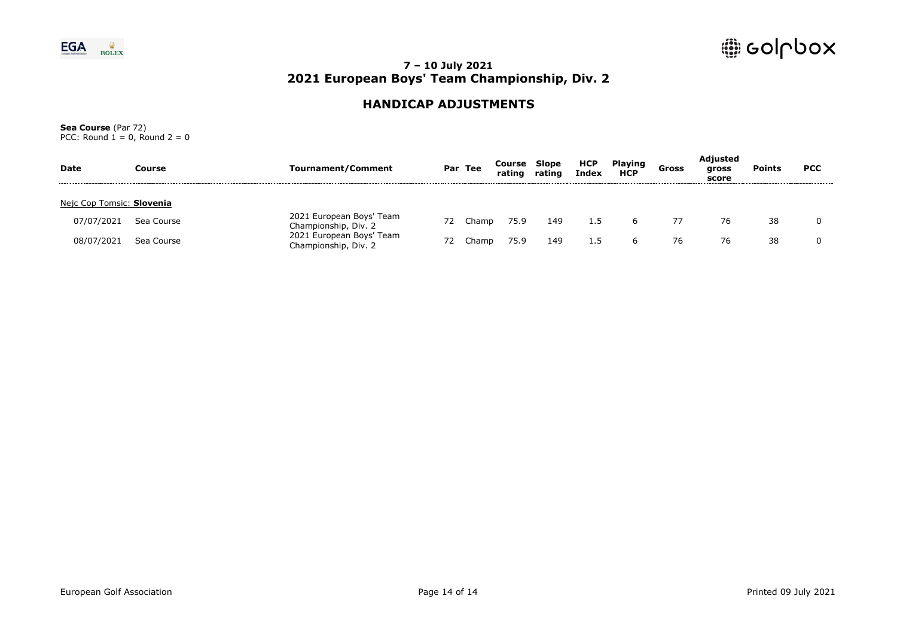## 7 – 10 July 2021
## 2021 European Boys' Team Championship, Div. 2

## HANDICAP ADJUSTMENTS

**Sea Course** (Par 72)
PCC: Round 1 = 0, Round 2 = 0

| Date | Course | Tournament/Comment | Par | Tee | Course rating | Slope rating | HCP Index | Playing HCP | Gross | Adjusted gross score | Points | PCC |
|---|---|---|---|---|---|---|---|---|---|---|---|---|
| Nejc Cop Tomsic: **Slovenia** | | | | | | | | | | | | |
| 07/07/2021 | Sea Course | 2021 European Boys' Team Championship, Div. 2 | 72 | Champ | 75.9 | 149 | 1.5 | 6 | 77 | 76 | 38 | 0 |
| 08/07/2021 | Sea Course | 2021 European Boys' Team Championship, Div. 2 | 72 | Champ | 75.9 | 149 | 1.5 | 6 | 76 | 76 | 38 | 0 |

European Golf Association

Printed 09 July 2021